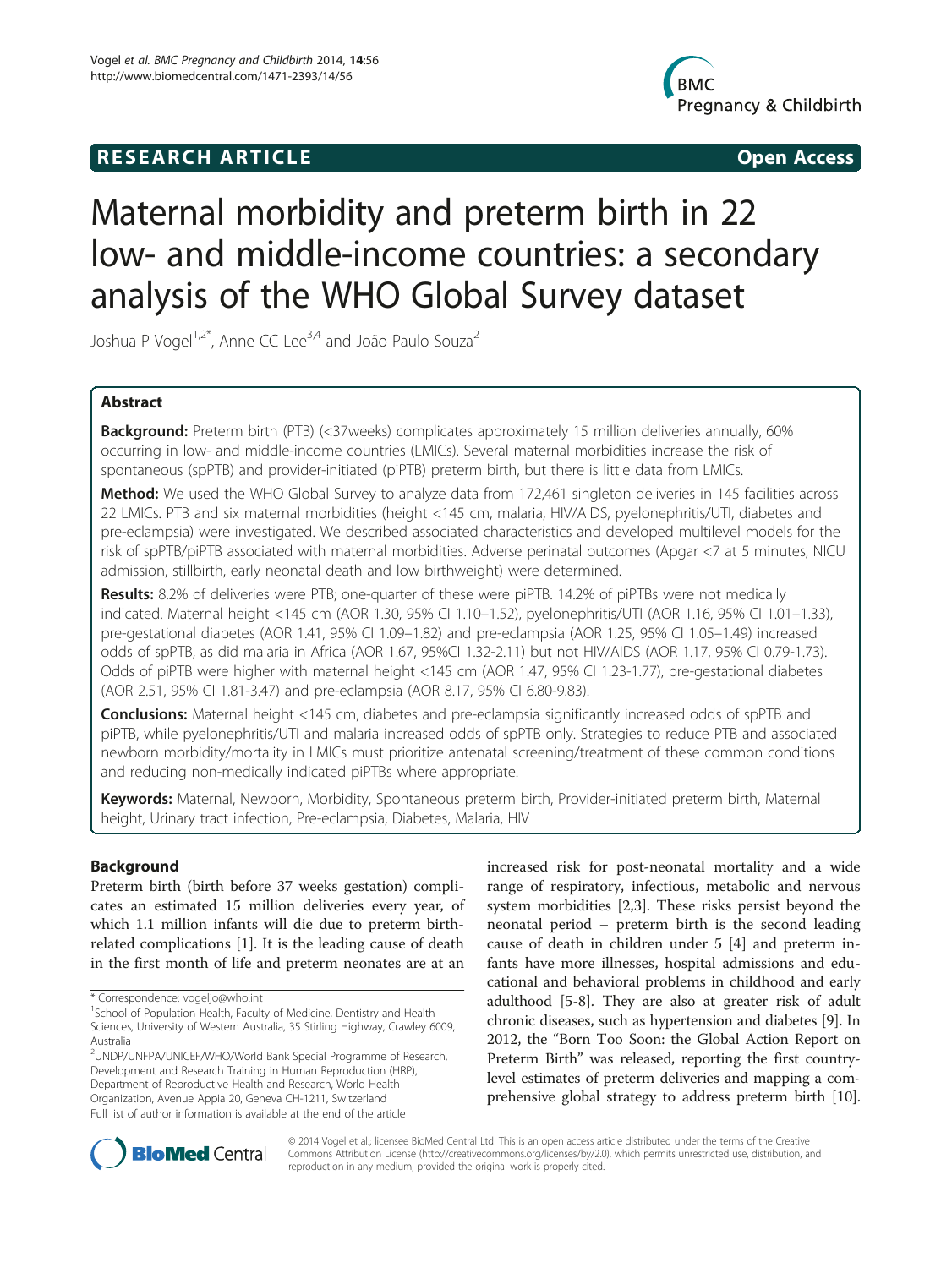RESEARCH ARTICLE — Open Access

# Maternal morbidity and preterm birth in 22 low- and middle-income countries: a secondary analysis of the WHO Global Survey dataset

Joshua P Vogel[1,2*], Anne CC Lee[3,4] and João Paulo Souza[2]

## Abstract

**Background:** Preterm birth (PTB) (<37weeks) complicates approximately 15 million deliveries annually, 60% occurring in low- and middle-income countries (LMICs). Several maternal morbidities increase the risk of spontaneous (spPTB) and provider-initiated (piPTB) preterm birth, but there is little data from LMICs.

**Method:** We used the WHO Global Survey to analyze data from 172,461 singleton deliveries in 145 facilities across 22 LMICs. PTB and six maternal morbidities (height <145 cm, malaria, HIV/AIDS, pyelonephritis/UTI, diabetes and pre-eclampsia) were investigated. We described associated characteristics and developed multilevel models for the risk of spPTB/piPTB associated with maternal morbidities. Adverse perinatal outcomes (Apgar <7 at 5 minutes, NICU admission, stillbirth, early neonatal death and low birthweight) were determined.

**Results:** 8.2% of deliveries were PTB; one-quarter of these were piPTB. 14.2% of piPTBs were not medically indicated. Maternal height <145 cm (AOR 1.30, 95% CI 1.10–1.52), pyelonephritis/UTI (AOR 1.16, 95% CI 1.01–1.33), pre-gestational diabetes (AOR 1.41, 95% CI 1.09–1.82) and pre-eclampsia (AOR 1.25, 95% CI 1.05–1.49) increased odds of spPTB, as did malaria in Africa (AOR 1.67, 95%CI 1.32-2.11) but not HIV/AIDS (AOR 1.17, 95% CI 0.79-1.73). Odds of piPTB were higher with maternal height <145 cm (AOR 1.47, 95% CI 1.23-1.77), pre-gestational diabetes (AOR 2.51, 95% CI 1.81-3.47) and pre-eclampsia (AOR 8.17, 95% CI 6.80-9.83).

**Conclusions:** Maternal height <145 cm, diabetes and pre-eclampsia significantly increased odds of spPTB and piPTB, while pyelonephritis/UTI and malaria increased odds of spPTB only. Strategies to reduce PTB and associated newborn morbidity/mortality in LMICs must prioritize antenatal screening/treatment of these common conditions and reducing non-medically indicated piPTBs where appropriate.

**Keywords:** Maternal, Newborn, Morbidity, Spontaneous preterm birth, Provider-initiated preterm birth, Maternal height, Urinary tract infection, Pre-eclampsia, Diabetes, Malaria, HIV

## Background

Preterm birth (birth before 37 weeks gestation) complicates an estimated 15 million deliveries every year, of which 1.1 million infants will die due to preterm birth-related complications [1]. It is the leading cause of death in the first month of life and preterm neonates are at an increased risk for post-neonatal mortality and a wide range of respiratory, infectious, metabolic and nervous system morbidities [2,3]. These risks persist beyond the neonatal period – preterm birth is the second leading cause of death in children under 5 [4] and preterm infants have more illnesses, hospital admissions and educational and behavioral problems in childhood and early adulthood [5-8]. They are also at greater risk of adult chronic diseases, such as hypertension and diabetes [9]. In 2012, the "Born Too Soon: the Global Action Report on Preterm Birth" was released, reporting the first country-level estimates of preterm deliveries and mapping a comprehensive global strategy to address preterm birth [10].

\* Correspondence: vogeljo@who.int
[1]School of Population Health, Faculty of Medicine, Dentistry and Health Sciences, University of Western Australia, 35 Stirling Highway, Crawley 6009, Australia
[2]UNDP/UNFPA/UNICEF/WHO/World Bank Special Programme of Research, Development and Research Training in Human Reproduction (HRP), Department of Reproductive Health and Research, World Health Organization, Avenue Appia 20, Geneva CH-1211, Switzerland
Full list of author information is available at the end of the article

© 2014 Vogel et al.; licensee BioMed Central Ltd. This is an open access article distributed under the terms of the Creative Commons Attribution License (http://creativecommons.org/licenses/by/2.0), which permits unrestricted use, distribution, and reproduction in any medium, provided the original work is properly cited.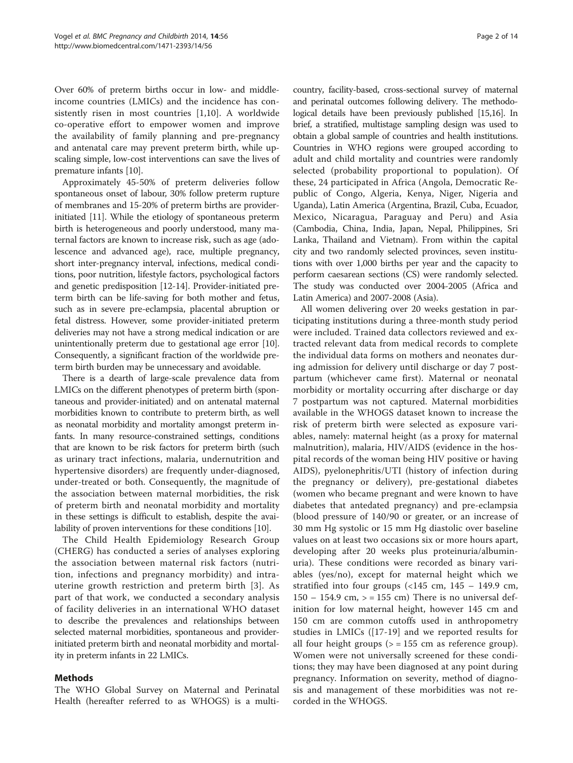Over 60% of preterm births occur in low- and middle-income countries (LMICs) and the incidence has consistently risen in most countries [1,10]. A worldwide co-operative effort to empower women and improve the availability of family planning and pre-pregnancy and antenatal care may prevent preterm birth, while upscaling simple, low-cost interventions can save the lives of premature infants [10].

Approximately 45-50% of preterm deliveries follow spontaneous onset of labour, 30% follow preterm rupture of membranes and 15-20% of preterm births are provider-initiated [11]. While the etiology of spontaneous preterm birth is heterogeneous and poorly understood, many maternal factors are known to increase risk, such as age (adolescence and advanced age), race, multiple pregnancy, short inter-pregnancy interval, infections, medical conditions, poor nutrition, lifestyle factors, psychological factors and genetic predisposition [12-14]. Provider-initiated preterm birth can be life-saving for both mother and fetus, such as in severe pre-eclampsia, placental abruption or fetal distress. However, some provider-initiated preterm deliveries may not have a strong medical indication or are unintentionally preterm due to gestational age error [10]. Consequently, a significant fraction of the worldwide preterm birth burden may be unnecessary and avoidable.

There is a dearth of large-scale prevalence data from LMICs on the different phenotypes of preterm birth (spontaneous and provider-initiated) and on antenatal maternal morbidities known to contribute to preterm birth, as well as neonatal morbidity and mortality amongst preterm infants. In many resource-constrained settings, conditions that are known to be risk factors for preterm birth (such as urinary tract infections, malaria, undernutrition and hypertensive disorders) are frequently under-diagnosed, under-treated or both. Consequently, the magnitude of the association between maternal morbidities, the risk of preterm birth and neonatal morbidity and mortality in these settings is difficult to establish, despite the availability of proven interventions for these conditions [10].

The Child Health Epidemiology Research Group (CHERG) has conducted a series of analyses exploring the association between maternal risk factors (nutrition, infections and pregnancy morbidity) and intrauterine growth restriction and preterm birth [3]. As part of that work, we conducted a secondary analysis of facility deliveries in an international WHO dataset to describe the prevalences and relationships between selected maternal morbidities, spontaneous and provider-initiated preterm birth and neonatal morbidity and mortality in preterm infants in 22 LMICs.

## Methods

The WHO Global Survey on Maternal and Perinatal Health (hereafter referred to as WHOGS) is a multi-country, facility-based, cross-sectional survey of maternal and perinatal outcomes following delivery. The methodological details have been previously published [15,16]. In brief, a stratified, multistage sampling design was used to obtain a global sample of countries and health institutions. Countries in WHO regions were grouped according to adult and child mortality and countries were randomly selected (probability proportional to population). Of these, 24 participated in Africa (Angola, Democratic Republic of Congo, Algeria, Kenya, Niger, Nigeria and Uganda), Latin America (Argentina, Brazil, Cuba, Ecuador, Mexico, Nicaragua, Paraguay and Peru) and Asia (Cambodia, China, India, Japan, Nepal, Philippines, Sri Lanka, Thailand and Vietnam). From within the capital city and two randomly selected provinces, seven institutions with over 1,000 births per year and the capacity to perform caesarean sections (CS) were randomly selected. The study was conducted over 2004-2005 (Africa and Latin America) and 2007-2008 (Asia).

All women delivering over 20 weeks gestation in participating institutions during a three-month study period were included. Trained data collectors reviewed and extracted relevant data from medical records to complete the individual data forms on mothers and neonates during admission for delivery until discharge or day 7 postpartum (whichever came first). Maternal or neonatal morbidity or mortality occurring after discharge or day 7 postpartum was not captured. Maternal morbidities available in the WHOGS dataset known to increase the risk of preterm birth were selected as exposure variables, namely: maternal height (as a proxy for maternal malnutrition), malaria, HIV/AIDS (evidence in the hospital records of the woman being HIV positive or having AIDS), pyelonephritis/UTI (history of infection during the pregnancy or delivery), pre-gestational diabetes (women who became pregnant and were known to have diabetes that antedated pregnancy) and pre-eclampsia (blood pressure of 140/90 or greater, or an increase of 30 mm Hg systolic or 15 mm Hg diastolic over baseline values on at least two occasions six or more hours apart, developing after 20 weeks plus proteinuria/albuminuria). These conditions were recorded as binary variables (yes/no), except for maternal height which we stratified into four groups (<145 cm, 145 – 149.9 cm, 150 – 154.9 cm, > = 155 cm) There is no universal definition for low maternal height, however 145 cm and 150 cm are common cutoffs used in anthropometry studies in LMICs ([17-19] and we reported results for all four height groups (> = 155 cm as reference group). Women were not universally screened for these conditions; they may have been diagnosed at any point during pregnancy. Information on severity, method of diagnosis and management of these morbidities was not recorded in the WHOGS.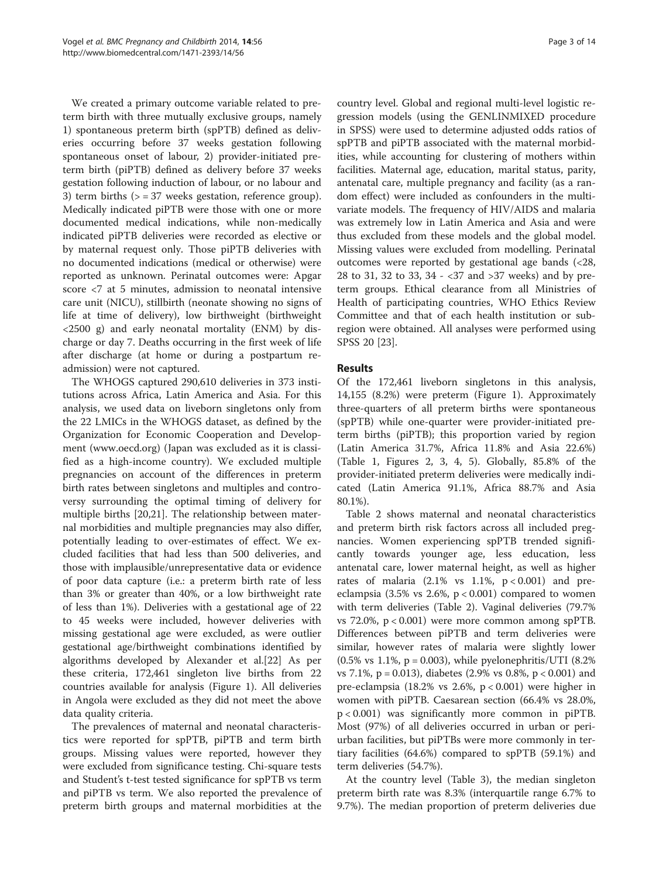We created a primary outcome variable related to preterm birth with three mutually exclusive groups, namely 1) spontaneous preterm birth (spPTB) defined as deliveries occurring before 37 weeks gestation following spontaneous onset of labour, 2) provider-initiated preterm birth (piPTB) defined as delivery before 37 weeks gestation following induction of labour, or no labour and 3) term births (> = 37 weeks gestation, reference group). Medically indicated piPTB were those with one or more documented medical indications, while non-medically indicated piPTB deliveries were recorded as elective or by maternal request only. Those piPTB deliveries with no documented indications (medical or otherwise) were reported as unknown. Perinatal outcomes were: Apgar score <7 at 5 minutes, admission to neonatal intensive care unit (NICU), stillbirth (neonate showing no signs of life at time of delivery), low birthweight (birthweight <2500 g) and early neonatal mortality (ENM) by discharge or day 7. Deaths occurring in the first week of life after discharge (at home or during a postpartum readmission) were not captured.

The WHOGS captured 290,610 deliveries in 373 institutions across Africa, Latin America and Asia. For this analysis, we used data on liveborn singletons only from the 22 LMICs in the WHOGS dataset, as defined by the Organization for Economic Cooperation and Development (www.oecd.org) (Japan was excluded as it is classified as a high-income country). We excluded multiple pregnancies on account of the differences in preterm birth rates between singletons and multiples and controversy surrounding the optimal timing of delivery for multiple births [20,21]. The relationship between maternal morbidities and multiple pregnancies may also differ, potentially leading to over-estimates of effect. We excluded facilities that had less than 500 deliveries, and those with implausible/unrepresentative data or evidence of poor data capture (i.e.: a preterm birth rate of less than 3% or greater than 40%, or a low birthweight rate of less than 1%). Deliveries with a gestational age of 22 to 45 weeks were included, however deliveries with missing gestational age were excluded, as were outlier gestational age/birthweight combinations identified by algorithms developed by Alexander et al.[22] As per these criteria, 172,461 singleton live births from 22 countries available for analysis (Figure 1). All deliveries in Angola were excluded as they did not meet the above data quality criteria.

The prevalences of maternal and neonatal characteristics were reported for spPTB, piPTB and term birth groups. Missing values were reported, however they were excluded from significance testing. Chi-square tests and Student's t-test tested significance for spPTB vs term and piPTB vs term. We also reported the prevalence of preterm birth groups and maternal morbidities at the country level. Global and regional multi-level logistic regression models (using the GENLINMIXED procedure in SPSS) were used to determine adjusted odds ratios of spPTB and piPTB associated with the maternal morbidities, while accounting for clustering of mothers within facilities. Maternal age, education, marital status, parity, antenatal care, multiple pregnancy and facility (as a random effect) were included as confounders in the multivariate models. The frequency of HIV/AIDS and malaria was extremely low in Latin America and Asia and were thus excluded from these models and the global model. Missing values were excluded from modelling. Perinatal outcomes were reported by gestational age bands (<28, 28 to 31, 32 to 33, 34 - <37 and >37 weeks) and by preterm groups. Ethical clearance from all Ministries of Health of participating countries, WHO Ethics Review Committee and that of each health institution or subregion were obtained. All analyses were performed using SPSS 20 [23].

## Results

Of the 172,461 liveborn singletons in this analysis, 14,155 (8.2%) were preterm (Figure 1). Approximately three-quarters of all preterm births were spontaneous (spPTB) while one-quarter were provider-initiated preterm births (piPTB); this proportion varied by region (Latin America 31.7%, Africa 11.8% and Asia 22.6%) (Table 1, Figures 2, 3, 4, 5). Globally, 85.8% of the provider-initiated preterm deliveries were medically indicated (Latin America 91.1%, Africa 88.7% and Asia 80.1%).

Table 2 shows maternal and neonatal characteristics and preterm birth risk factors across all included pregnancies. Women experiencing spPTB trended significantly towards younger age, less education, less antenatal care, lower maternal height, as well as higher rates of malaria (2.1% vs 1.1%, $p < 0.001$) and pre-eclampsia (3.5% vs 2.6%, $p < 0.001$) compared to women with term deliveries (Table 2). Vaginal deliveries (79.7% vs 72.0%, $p < 0.001$) were more common among spPTB. Differences between piPTB and term deliveries were similar, however rates of malaria were slightly lower (0.5% vs 1.1%, $p = 0.003$), while pyelonephritis/UTI (8.2% vs 7.1%, $p = 0.013$), diabetes (2.9% vs 0.8%, $p < 0.001$) and pre-eclampsia (18.2% vs 2.6%, $p < 0.001$) were higher in women with piPTB. Caesarean section (66.4% vs 28.0%, $p < 0.001$) was significantly more common in piPTB. Most (97%) of all deliveries occurred in urban or peri-urban facilities, but piPTBs were more commonly in tertiary facilities (64.6%) compared to spPTB (59.1%) and term deliveries (54.7%).

At the country level (Table 3), the median singleton preterm birth rate was 8.3% (interquartile range 6.7% to 9.7%). The median proportion of preterm deliveries due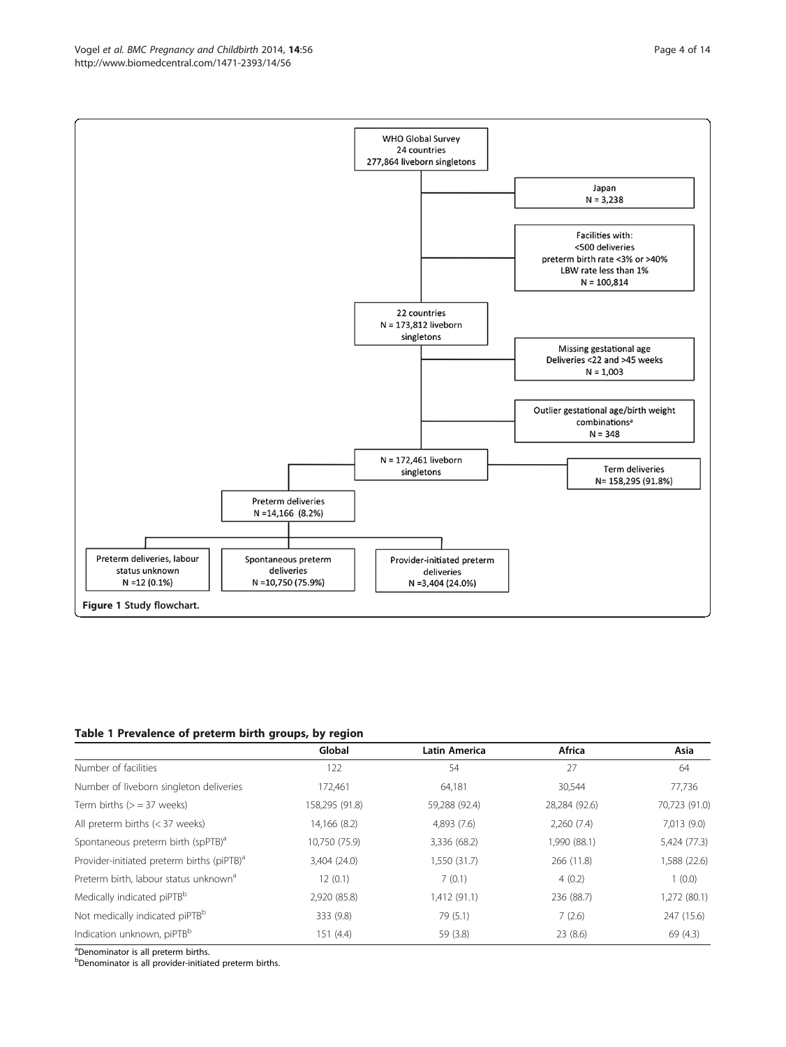WHO Global Survey
24 countries
277,864 liveborn singletons

Japan
N = 3,238

Facilities with:
<500 deliveries
preterm birth rate <3% or >40%
LBW rate less than 1%
N = 100,814

22 countries
N = 173,812 liveborn singletons

Missing gestational age
Deliveries <22 and >45 weeks
N = 1,003

Outlier gestational age/birth weight combinations[a]
N = 348

N = 172,461 liveborn singletons

Term deliveries
N= 158,295 (91.8%)

Preterm deliveries
N =14,166 (8.2%)

Preterm deliveries, labour status unknown
N =12 (0.1%)

Spontaneous preterm deliveries
N =10,750 (75.9%)

Provider-initiated preterm deliveries
N =3,404 (24.0%)

**Figure 1** Study flowchart.

**Table 1 Prevalence of preterm birth groups, by region**

| | Global | Latin America | Africa | Asia |
|---|---|---|---|---|
| Number of facilities | 122 | 54 | 27 | 64 |
| Number of liveborn singleton deliveries | 172,461 | 64,181 | 30,544 | 77,736 |
| Term births (> = 37 weeks) | 158,295 (91.8) | 59,288 (92.4) | 28,284 (92.6) | 70,723 (91.0) |
| All preterm births (< 37 weeks) | 14,166 (8.2) | 4,893 (7.6) | 2,260 (7.4) | 7,013 (9.0) |
| Spontaneous preterm birth (spPTB)[a] | 10,750 (75.9) | 3,336 (68.2) | 1,990 (88.1) | 5,424 (77.3) |
| Provider-initiated preterm births (piPTB)[a] | 3,404 (24.0) | 1,550 (31.7) | 266 (11.8) | 1,588 (22.6) |
| Preterm birth, labour status unknown[a] | 12 (0.1) | 7 (0.1) | 4 (0.2) | 1 (0.0) |
| Medically indicated piPTB[b] | 2,920 (85.8) | 1,412 (91.1) | 236 (88.7) | 1,272 (80.1) |
| Not medically indicated piPTB[b] | 333 (9.8) | 79 (5.1) | 7 (2.6) | 247 (15.6) |
| Indication unknown, piPTB[b] | 151 (4.4) | 59 (3.8) | 23 (8.6) | 69 (4.3) |

[a]Denominator is all preterm births.
[b]Denominator is all provider-initiated preterm births.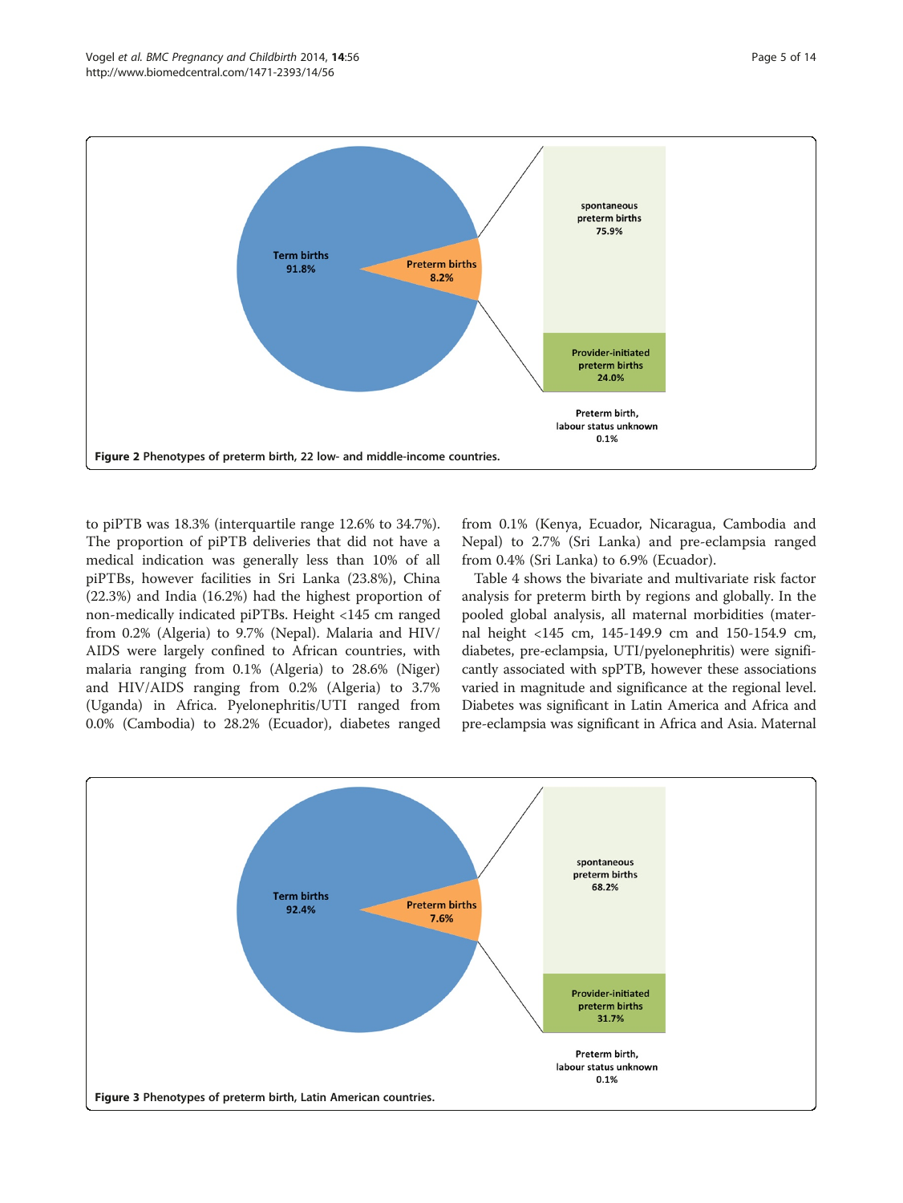Figure 2 Phenotypes of preterm birth, 22 low- and middle-income countries.

to piPTB was 18.3% (interquartile range 12.6% to 34.7%). The proportion of piPTB deliveries that did not have a medical indication was generally less than 10% of all piPTBs, however facilities in Sri Lanka (23.8%), China (22.3%) and India (16.2%) had the highest proportion of non-medically indicated piPTBs. Height <145 cm ranged from 0.2% (Algeria) to 9.7% (Nepal). Malaria and HIV/AIDS were largely confined to African countries, with malaria ranging from 0.1% (Algeria) to 28.6% (Niger) and HIV/AIDS ranging from 0.2% (Algeria) to 3.7% (Uganda) in Africa. Pyelonephritis/UTI ranged from 0.0% (Cambodia) to 28.2% (Ecuador), diabetes ranged from 0.1% (Kenya, Ecuador, Nicaragua, Cambodia and Nepal) to 2.7% (Sri Lanka) and pre-eclampsia ranged from 0.4% (Sri Lanka) to 6.9% (Ecuador).

Table 4 shows the bivariate and multivariate risk factor analysis for preterm birth by regions and globally. In the pooled global analysis, all maternal morbidities (maternal height <145 cm, 145-149.9 cm and 150-154.9 cm, diabetes, pre-eclampsia, UTI/pyelonephritis) were significantly associated with spPTB, however these associations varied in magnitude and significance at the regional level. Diabetes was significant in Latin America and Africa and pre-eclampsia was significant in Africa and Asia. Maternal

Figure 3 Phenotypes of preterm birth, Latin American countries.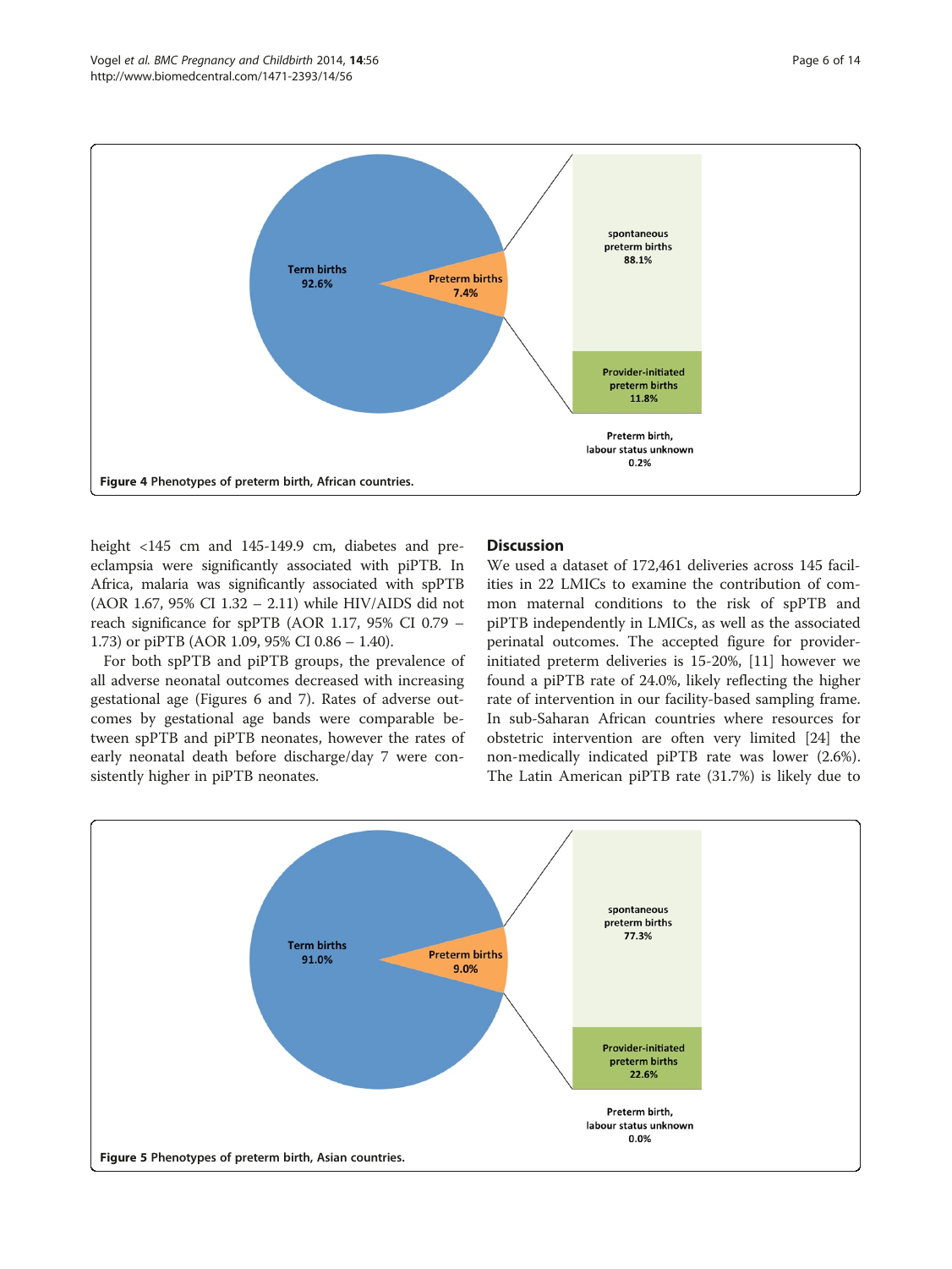Figure 4 Phenotypes of preterm birth, African countries.

height <145 cm and 145-149.9 cm, diabetes and pre-eclampsia were significantly associated with piPTB. In Africa, malaria was significantly associated with spPTB (AOR 1.67, 95% CI 1.32 – 2.11) while HIV/AIDS did not reach significance for spPTB (AOR 1.17, 95% CI 0.79 – 1.73) or piPTB (AOR 1.09, 95% CI 0.86 – 1.40).

For both spPTB and piPTB groups, the prevalence of all adverse neonatal outcomes decreased with increasing gestational age (Figures 6 and 7). Rates of adverse outcomes by gestational age bands were comparable between spPTB and piPTB neonates, however the rates of early neonatal death before discharge/day 7 were consistently higher in piPTB neonates.

## Discussion

We used a dataset of 172,461 deliveries across 145 facilities in 22 LMICs to examine the contribution of common maternal conditions to the risk of spPTB and piPTB independently in LMICs, as well as the associated perinatal outcomes. The accepted figure for provider-initiated preterm deliveries is 15-20%, [11] however we found a piPTB rate of 24.0%, likely reflecting the higher rate of intervention in our facility-based sampling frame. In sub-Saharan African countries where resources for obstetric intervention are often very limited [24] the non-medically indicated piPTB rate was lower (2.6%). The Latin American piPTB rate (31.7%) is likely due to

Figure 5 Phenotypes of preterm birth, Asian countries.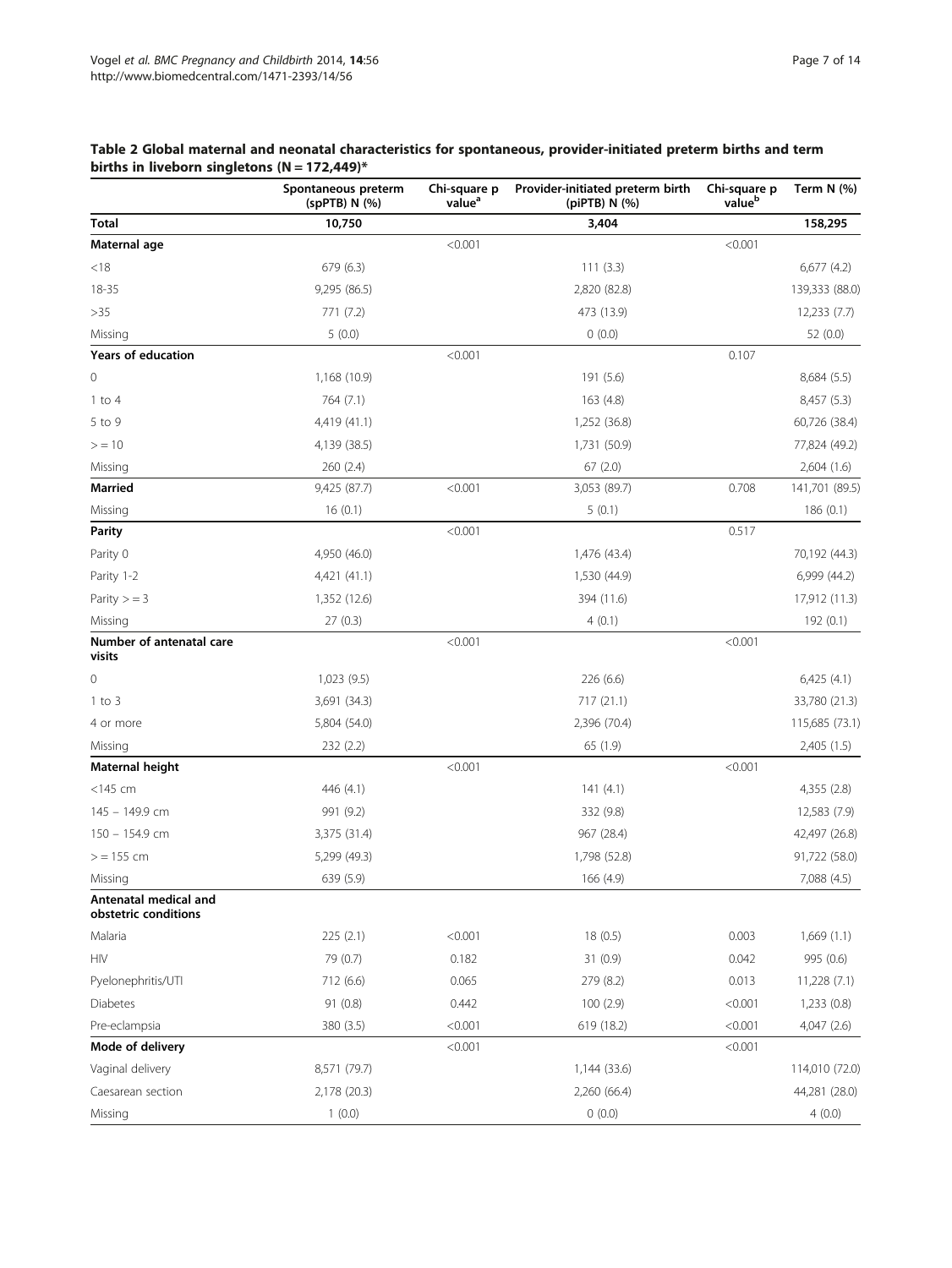**Table 2 Global maternal and neonatal characteristics for spontaneous, provider-initiated preterm births and term births in liveborn singletons (N = 172,449)***

| | Spontaneous preterm (spPTB) N (%) | Chi-square p value[a] | Provider-initiated preterm birth (piPTB) N (%) | Chi-square p value[b] | Term N (%) |
|---|---|---|---|---|---|
| **Total** | **10,750** | | **3,404** | | **158,295** |
| **Maternal age** | | <0.001 | | <0.001 | |
| <18 | 679 (6.3) | | 111 (3.3) | | 6,677 (4.2) |
| 18-35 | 9,295 (86.5) | | 2,820 (82.8) | | 139,333 (88.0) |
| >35 | 771 (7.2) | | 473 (13.9) | | 12,233 (7.7) |
| Missing | 5 (0.0) | | 0 (0.0) | | 52 (0.0) |
| **Years of education** | | <0.001 | | 0.107 | |
| 0 | 1,168 (10.9) | | 191 (5.6) | | 8,684 (5.5) |
| 1 to 4 | 764 (7.1) | | 163 (4.8) | | 8,457 (5.3) |
| 5 to 9 | 4,419 (41.1) | | 1,252 (36.8) | | 60,726 (38.4) |
| > = 10 | 4,139 (38.5) | | 1,731 (50.9) | | 77,824 (49.2) |
| Missing | 260 (2.4) | | 67 (2.0) | | 2,604 (1.6) |
| **Married** | 9,425 (87.7) | <0.001 | 3,053 (89.7) | 0.708 | 141,701 (89.5) |
| Missing | 16 (0.1) | | 5 (0.1) | | 186 (0.1) |
| **Parity** | | <0.001 | | 0.517 | |
| Parity 0 | 4,950 (46.0) | | 1,476 (43.4) | | 70,192 (44.3) |
| Parity 1-2 | 4,421 (41.1) | | 1,530 (44.9) | | 6,999 (44.2) |
| Parity > = 3 | 1,352 (12.6) | | 394 (11.6) | | 17,912 (11.3) |
| Missing | 27 (0.3) | | 4 (0.1) | | 192 (0.1) |
| **Number of antenatal care visits** | | <0.001 | | <0.001 | |
| 0 | 1,023 (9.5) | | 226 (6.6) | | 6,425 (4.1) |
| 1 to 3 | 3,691 (34.3) | | 717 (21.1) | | 33,780 (21.3) |
| 4 or more | 5,804 (54.0) | | 2,396 (70.4) | | 115,685 (73.1) |
| Missing | 232 (2.2) | | 65 (1.9) | | 2,405 (1.5) |
| **Maternal height** | | <0.001 | | <0.001 | |
| <145 cm | 446 (4.1) | | 141 (4.1) | | 4,355 (2.8) |
| 145 – 149.9 cm | 991 (9.2) | | 332 (9.8) | | 12,583 (7.9) |
| 150 – 154.9 cm | 3,375 (31.4) | | 967 (28.4) | | 42,497 (26.8) |
| > = 155 cm | 5,299 (49.3) | | 1,798 (52.8) | | 91,722 (58.0) |
| Missing | 639 (5.9) | | 166 (4.9) | | 7,088 (4.5) |
| **Antenatal medical and obstetric conditions** | | | | | |
| Malaria | 225 (2.1) | <0.001 | 18 (0.5) | 0.003 | 1,669 (1.1) |
| HIV | 79 (0.7) | 0.182 | 31 (0.9) | 0.042 | 995 (0.6) |
| Pyelonephritis/UTI | 712 (6.6) | 0.065 | 279 (8.2) | 0.013 | 11,228 (7.1) |
| Diabetes | 91 (0.8) | 0.442 | 100 (2.9) | <0.001 | 1,233 (0.8) |
| Pre-eclampsia | 380 (3.5) | <0.001 | 619 (18.2) | <0.001 | 4,047 (2.6) |
| **Mode of delivery** | | <0.001 | | <0.001 | |
| Vaginal delivery | 8,571 (79.7) | | 1,144 (33.6) | | 114,010 (72.0) |
| Caesarean section | 2,178 (20.3) | | 2,260 (66.4) | | 44,281 (28.0) |
| Missing | 1 (0.0) | | 0 (0.0) | | 4 (0.0) |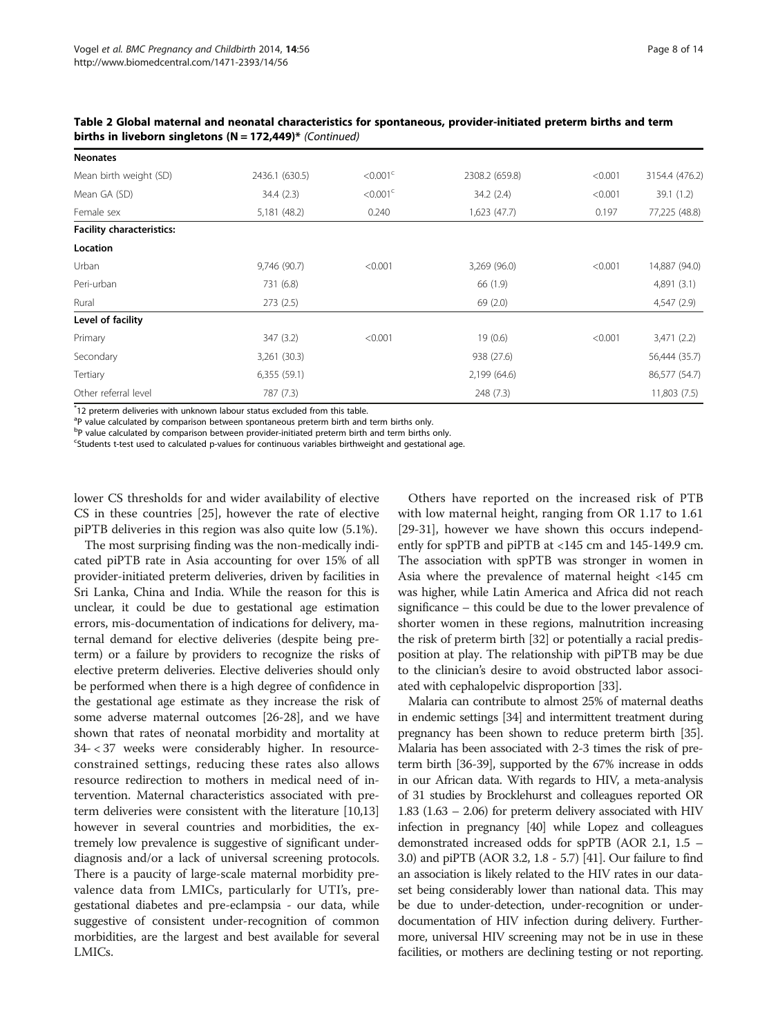**Table 2 Global maternal and neonatal characteristics for spontaneous, provider-initiated preterm births and term births in liveborn singletons (N = 172,449)*** *(Continued)*

| | | | | | |
|---|---|---|---|---|---|
| **Neonates** | | | | | |
| Mean birth weight (SD) | 2436.1 (630.5) | <0.001[c] | 2308.2 (659.8) | <0.001 | 3154.4 (476.2) |
| Mean GA (SD) | 34.4 (2.3) | <0.001[c] | 34.2 (2.4) | <0.001 | 39.1 (1.2) |
| Female sex | 5,181 (48.2) | 0.240 | 1,623 (47.7) | 0.197 | 77,225 (48.8) |
| **Facility characteristics:** | | | | | |
| **Location** | | | | | |
| Urban | 9,746 (90.7) | <0.001 | 3,269 (96.0) | <0.001 | 14,887 (94.0) |
| Peri-urban | 731 (6.8) | | 66 (1.9) | | 4,891 (3.1) |
| Rural | 273 (2.5) | | 69 (2.0) | | 4,547 (2.9) |
| **Level of facility** | | | | | |
| Primary | 347 (3.2) | <0.001 | 19 (0.6) | <0.001 | 3,471 (2.2) |
| Secondary | 3,261 (30.3) | | 938 (27.6) | | 56,444 (35.7) |
| Tertiary | 6,355 (59.1) | | 2,199 (64.6) | | 86,577 (54.7) |
| Other referral level | 787 (7.3) | | 248 (7.3) | | 11,803 (7.5) |

*12 preterm deliveries with unknown labour status excluded from this table.
[a]P value calculated by comparison between spontaneous preterm birth and term births only.
[b]P value calculated by comparison between provider-initiated preterm birth and term births only.
[c]Students t-test used to calculated p-values for continuous variables birthweight and gestational age.

lower CS thresholds for and wider availability of elective CS in these countries [25], however the rate of elective piPTB deliveries in this region was also quite low (5.1%).

The most surprising finding was the non-medically indicated piPTB rate in Asia accounting for over 15% of all provider-initiated preterm deliveries, driven by facilities in Sri Lanka, China and India. While the reason for this is unclear, it could be due to gestational age estimation errors, mis-documentation of indications for delivery, maternal demand for elective deliveries (despite being preterm) or a failure by providers to recognize the risks of elective preterm deliveries. Elective deliveries should only be performed when there is a high degree of confidence in the gestational age estimate as they increase the risk of some adverse maternal outcomes [26-28], and we have shown that rates of neonatal morbidity and mortality at 34- < 37 weeks were considerably higher. In resource-constrained settings, reducing these rates also allows resource redirection to mothers in medical need of intervention. Maternal characteristics associated with preterm deliveries were consistent with the literature [10,13] however in several countries and morbidities, the extremely low prevalence is suggestive of significant under-diagnosis and/or a lack of universal screening protocols. There is a paucity of large-scale maternal morbidity prevalence data from LMICs, particularly for UTI's, pregestational diabetes and pre-eclampsia - our data, while suggestive of consistent under-recognition of common morbidities, are the largest and best available for several LMICs.

Others have reported on the increased risk of PTB with low maternal height, ranging from OR 1.17 to 1.61 [29-31], however we have shown this occurs independently for spPTB and piPTB at <145 cm and 145-149.9 cm. The association with spPTB was stronger in women in Asia where the prevalence of maternal height <145 cm was higher, while Latin America and Africa did not reach significance – this could be due to the lower prevalence of shorter women in these regions, malnutrition increasing the risk of preterm birth [32] or potentially a racial predisposition at play. The relationship with piPTB may be due to the clinician's desire to avoid obstructed labor associated with cephalopelvic disproportion [33].

Malaria can contribute to almost 25% of maternal deaths in endemic settings [34] and intermittent treatment during pregnancy has been shown to reduce preterm birth [35]. Malaria has been associated with 2-3 times the risk of preterm birth [36-39], supported by the 67% increase in odds in our African data. With regards to HIV, a meta-analysis of 31 studies by Brocklehurst and colleagues reported OR 1.83 (1.63 – 2.06) for preterm delivery associated with HIV infection in pregnancy [40] while Lopez and colleagues demonstrated increased odds for spPTB (AOR 2.1, 1.5 – 3.0) and piPTB (AOR 3.2, 1.8 - 5.7) [41]. Our failure to find an association is likely related to the HIV rates in our dataset being considerably lower than national data. This may be due to under-detection, under-recognition or under-documentation of HIV infection during delivery. Furthermore, universal HIV screening may not be in use in these facilities, or mothers are declining testing or not reporting.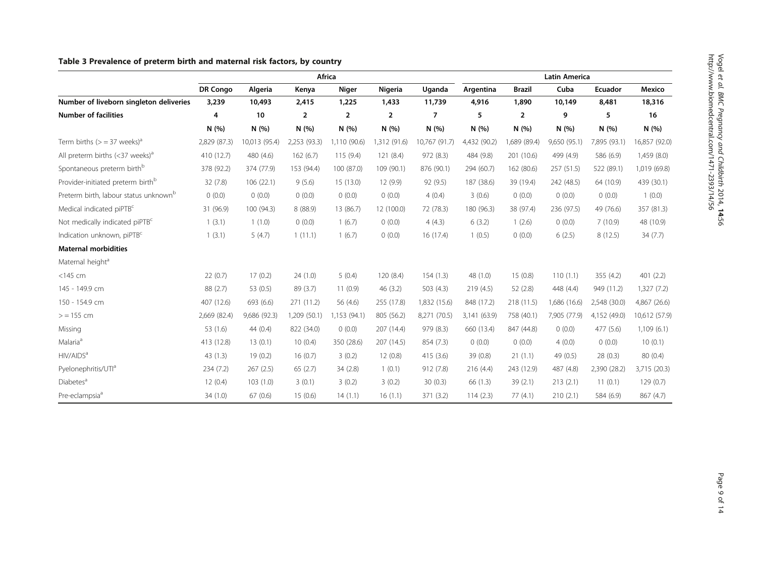**Table 3 Prevalence of preterm birth and maternal risk factors, by country**

| | Africa | | | | | | Latin America | | | | |
|---|---|---|---|---|---|---|---|---|---|---|---|
| | DR Congo | Algeria | Kenya | Niger | Nigeria | Uganda | Argentina | Brazil | Cuba | Ecuador | Mexico |
| **Number of liveborn singleton deliveries** | **3,239** | **10,493** | **2,415** | **1,225** | **1,433** | **11,739** | **4,916** | **1,890** | **10,149** | **8,481** | **18,316** |
| **Number of facilities** | **4** | **10** | **2** | **2** | **2** | **7** | **5** | **2** | **9** | **5** | **16** |
| | N (%) | N (%) | N (%) | N (%) | N (%) | N (%) | N (%) | N (%) | N (%) | N (%) | N (%) |
| Term births (> = 37 weeks)[a] | 2,829 (87.3) | 10,013 (95.4) | 2,253 (93.3) | 1,110 (90.6) | 1,312 (91.6) | 10,767 (91.7) | 4,432 (90.2) | 1,689 (89.4) | 9,650 (95.1) | 7,895 (93.1) | 16,857 (92.0) |
| All preterm births (<37 weeks)[a] | 410 (12.7) | 480 (4.6) | 162 (6.7) | 115 (9.4) | 121 (8.4) | 972 (8.3) | 484 (9.8) | 201 (10.6) | 499 (4.9) | 586 (6.9) | 1,459 (8.0) |
| Spontaneous preterm birth[b] | 378 (92.2) | 374 (77.9) | 153 (94.4) | 100 (87.0) | 109 (90.1) | 876 (90.1) | 294 (60.7) | 162 (80.6) | 257 (51.5) | 522 (89.1) | 1,019 (69.8) |
| Provider-initiated preterm birth[b] | 32 (7.8) | 106 (22.1) | 9 (5.6) | 15 (13.0) | 12 (9.9) | 92 (9.5) | 187 (38.6) | 39 (19.4) | 242 (48.5) | 64 (10.9) | 439 (30.1) |
| Preterm birth, labour status unknown[b] | 0 (0.0) | 0 (0.0) | 0 (0.0) | 0 (0.0) | 0 (0.0) | 4 (0.4) | 3 (0.6) | 0 (0.0) | 0 (0.0) | 0 (0.0) | 1 (0.0) |
| Medical indicated piPTB[c] | 31 (96.9) | 100 (94.3) | 8 (88.9) | 13 (86.7) | 12 (100.0) | 72 (78.3) | 180 (96.3) | 38 (97.4) | 236 (97.5) | 49 (76.6) | 357 (81.3) |
| Not medically indicated piPTB[c] | 1 (3.1) | 1 (1.0) | 0 (0.0) | 1 (6.7) | 0 (0.0) | 4 (4.3) | 6 (3.2) | 1 (2.6) | 0 (0.0) | 7 (10.9) | 48 (10.9) |
| Indication unknown, piPTB[c] | 1 (3.1) | 5 (4.7) | 1 (11.1) | 1 (6.7) | 0 (0.0) | 16 (17.4) | 1 (0.5) | 0 (0.0) | 6 (2.5) | 8 (12.5) | 34 (7.7) |
| **Maternal morbidities** | | | | | | | | | | | |
| Maternal height[a] | | | | | | | | | | | |
| <145 cm | 22 (0.7) | 17 (0.2) | 24 (1.0) | 5 (0.4) | 120 (8.4) | 154 (1.3) | 48 (1.0) | 15 (0.8) | 110 (1.1) | 355 (4.2) | 401 (2.2) |
| 145 - 149.9 cm | 88 (2.7) | 53 (0.5) | 89 (3.7) | 11 (0.9) | 46 (3.2) | 503 (4.3) | 219 (4.5) | 52 (2.8) | 448 (4.4) | 949 (11.2) | 1,327 (7.2) |
| 150 - 154.9 cm | 407 (12.6) | 693 (6.6) | 271 (11.2) | 56 (4.6) | 255 (17.8) | 1,832 (15.6) | 848 (17.2) | 218 (11.5) | 1,686 (16.6) | 2,548 (30.0) | 4,867 (26.6) |
| > = 155 cm | 2,669 (82.4) | 9,686 (92.3) | 1,209 (50.1) | 1,153 (94.1) | 805 (56.2) | 8,271 (70.5) | 3,141 (63.9) | 758 (40.1) | 7,905 (77.9) | 4,152 (49.0) | 10,612 (57.9) |
| Missing | 53 (1.6) | 44 (0.4) | 822 (34.0) | 0 (0.0) | 207 (14.4) | 979 (8.3) | 660 (13.4) | 847 (44.8) | 0 (0.0) | 477 (5.6) | 1,109 (6.1) |
| Malaria[a] | 413 (12.8) | 13 (0.1) | 10 (0.4) | 350 (28.6) | 207 (14.5) | 854 (7.3) | 0 (0.0) | 0 (0.0) | 4 (0.0) | 0 (0.0) | 10 (0.1) |
| HIV/AIDS[a] | 43 (1.3) | 19 (0.2) | 16 (0.7) | 3 (0.2) | 12 (0.8) | 415 (3.6) | 39 (0.8) | 21 (1.1) | 49 (0.5) | 28 (0.3) | 80 (0.4) |
| Pyelonephritis/UTI[a] | 234 (7.2) | 267 (2.5) | 65 (2.7) | 34 (2.8) | 1 (0.1) | 912 (7.8) | 216 (4.4) | 243 (12.9) | 487 (4.8) | 2,390 (28.2) | 3,715 (20.3) |
| Diabetes[a] | 12 (0.4) | 103 (1.0) | 3 (0.1) | 3 (0.2) | 3 (0.2) | 30 (0.3) | 66 (1.3) | 39 (2.1) | 213 (2.1) | 11 (0.1) | 129 (0.7) |
| Pre-eclampsia[a] | 34 (1.0) | 67 (0.6) | 15 (0.6) | 14 (1.1) | 16 (1.1) | 371 (3.2) | 114 (2.3) | 77 (4.1) | 210 (2.1) | 584 (6.9) | 867 (4.7) |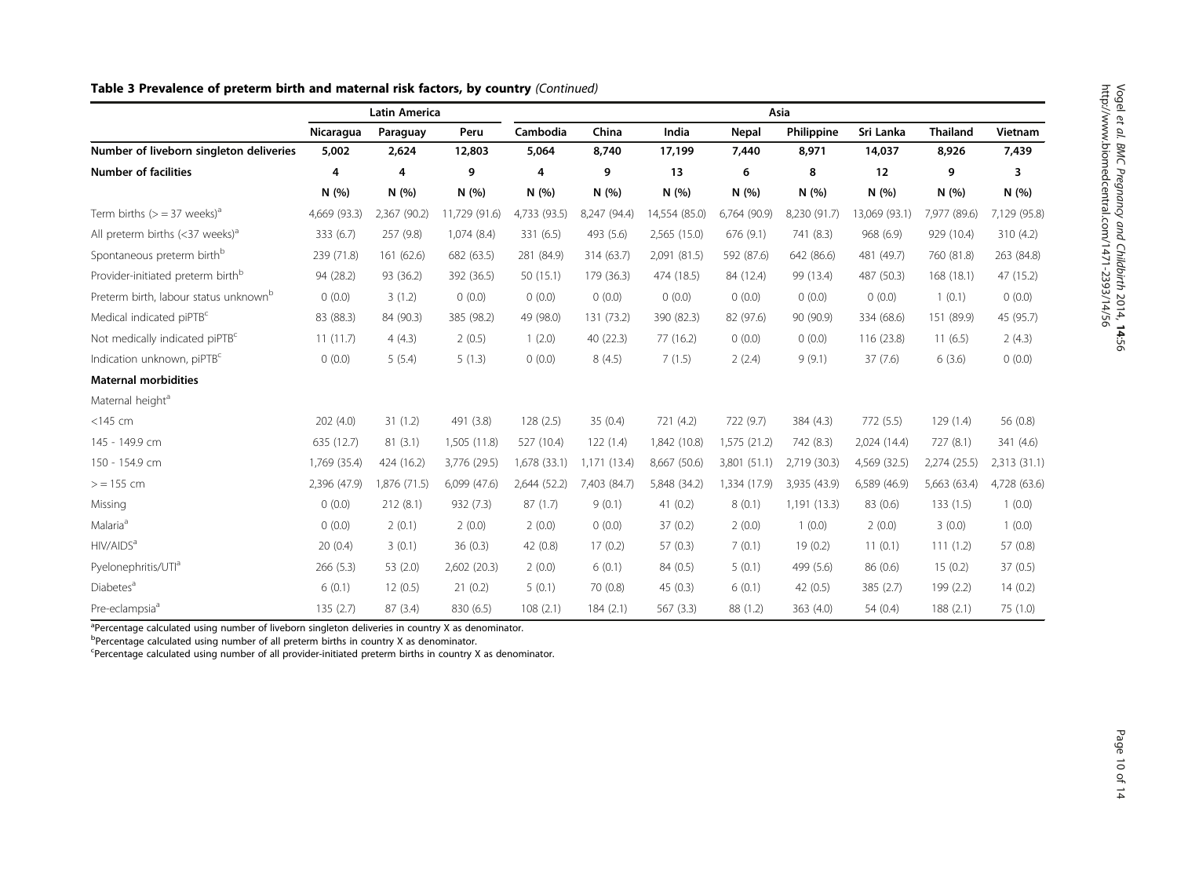**Table 3 Prevalence of preterm birth and maternal risk factors, by country** *(Continued)*

| | Latin America | | | Asia | | | | | | | |
|---|---|---|---|---|---|---|---|---|---|---|---|
| | Nicaragua | Paraguay | Peru | Cambodia | China | India | Nepal | Philippine | Sri Lanka | Thailand | Vietnam |
| **Number of liveborn singleton deliveries** | **5,002** | **2,624** | **12,803** | **5,064** | **8,740** | **17,199** | **7,440** | **8,971** | **14,037** | **8,926** | **7,439** |
| **Number of facilities** | **4** | **4** | **9** | **4** | **9** | **13** | **6** | **8** | **12** | **9** | **3** |
| | **N (%)** | **N (%)** | **N (%)** | **N (%)** | **N (%)** | **N (%)** | **N (%)** | **N (%)** | **N (%)** | **N (%)** | **N (%)** |
| Term births (> = 37 weeks)[a] | 4,669 (93.3) | 2,367 (90.2) | 11,729 (91.6) | 4,733 (93.5) | 8,247 (94.4) | 14,554 (85.0) | 6,764 (90.9) | 8,230 (91.7) | 13,069 (93.1) | 7,977 (89.6) | 7,129 (95.8) |
| All preterm births (<37 weeks)[a] | 333 (6.7) | 257 (9.8) | 1,074 (8.4) | 331 (6.5) | 493 (5.6) | 2,565 (15.0) | 676 (9.1) | 741 (8.3) | 968 (6.9) | 929 (10.4) | 310 (4.2) |
| Spontaneous preterm birth[b] | 239 (71.8) | 161 (62.6) | 682 (63.5) | 281 (84.9) | 314 (63.7) | 2,091 (81.5) | 592 (87.6) | 642 (86.6) | 481 (49.7) | 760 (81.8) | 263 (84.8) |
| Provider-initiated preterm birth[b] | 94 (28.2) | 93 (36.2) | 392 (36.5) | 50 (15.1) | 179 (36.3) | 474 (18.5) | 84 (12.4) | 99 (13.4) | 487 (50.3) | 168 (18.1) | 47 (15.2) |
| Preterm birth, labour status unknown[b] | 0 (0.0) | 3 (1.2) | 0 (0.0) | 0 (0.0) | 0 (0.0) | 0 (0.0) | 0 (0.0) | 0 (0.0) | 0 (0.0) | 1 (0.1) | 0 (0.0) |
| Medical indicated piPTB[c] | 83 (88.3) | 84 (90.3) | 385 (98.2) | 49 (98.0) | 131 (73.2) | 390 (82.3) | 82 (97.6) | 90 (90.9) | 334 (68.6) | 151 (89.9) | 45 (95.7) |
| Not medically indicated piPTB[c] | 11 (11.7) | 4 (4.3) | 2 (0.5) | 1 (2.0) | 40 (22.3) | 77 (16.2) | 0 (0.0) | 0 (0.0) | 116 (23.8) | 11 (6.5) | 2 (4.3) |
| Indication unknown, piPTB[c] | 0 (0.0) | 5 (5.4) | 5 (1.3) | 0 (0.0) | 8 (4.5) | 7 (1.5) | 2 (2.4) | 9 (9.1) | 37 (7.6) | 6 (3.6) | 0 (0.0) |
| **Maternal morbidities** | | | | | | | | | | | |
| Maternal height[a] | | | | | | | | | | | |
| <145 cm | 202 (4.0) | 31 (1.2) | 491 (3.8) | 128 (2.5) | 35 (0.4) | 721 (4.2) | 722 (9.7) | 384 (4.3) | 772 (5.5) | 129 (1.4) | 56 (0.8) |
| 145 - 149.9 cm | 635 (12.7) | 81 (3.1) | 1,505 (11.8) | 527 (10.4) | 122 (1.4) | 1,842 (10.8) | 1,575 (21.2) | 742 (8.3) | 2,024 (14.4) | 727 (8.1) | 341 (4.6) |
| 150 - 154.9 cm | 1,769 (35.4) | 424 (16.2) | 3,776 (29.5) | 1,678 (33.1) | 1,171 (13.4) | 8,667 (50.6) | 3,801 (51.1) | 2,719 (30.3) | 4,569 (32.5) | 2,274 (25.5) | 2,313 (31.1) |
| > = 155 cm | 2,396 (47.9) | 1,876 (71.5) | 6,099 (47.6) | 2,644 (52.2) | 7,403 (84.7) | 5,848 (34.2) | 1,334 (17.9) | 3,935 (43.9) | 6,589 (46.9) | 5,663 (63.4) | 4,728 (63.6) |
| Missing | 0 (0.0) | 212 (8.1) | 932 (7.3) | 87 (1.7) | 9 (0.1) | 41 (0.2) | 8 (0.1) | 1,191 (13.3) | 83 (0.6) | 133 (1.5) | 1 (0.0) |
| Malaria[a] | 0 (0.0) | 2 (0.1) | 2 (0.0) | 2 (0.0) | 0 (0.0) | 37 (0.2) | 2 (0.0) | 1 (0.0) | 2 (0.0) | 3 (0.0) | 1 (0.0) |
| HIV/AIDS[a] | 20 (0.4) | 3 (0.1) | 36 (0.3) | 42 (0.8) | 17 (0.2) | 57 (0.3) | 7 (0.1) | 19 (0.2) | 11 (0.1) | 111 (1.2) | 57 (0.8) |
| Pyelonephritis/UTI[a] | 266 (5.3) | 53 (2.0) | 2,602 (20.3) | 2 (0.0) | 6 (0.1) | 84 (0.5) | 5 (0.1) | 499 (5.6) | 86 (0.6) | 15 (0.2) | 37 (0.5) |
| Diabetes[a] | 6 (0.1) | 12 (0.5) | 21 (0.2) | 5 (0.1) | 70 (0.8) | 45 (0.3) | 6 (0.1) | 42 (0.5) | 385 (2.7) | 199 (2.2) | 14 (0.2) |
| Pre-eclampsia[a] | 135 (2.7) | 87 (3.4) | 830 (6.5) | 108 (2.1) | 184 (2.1) | 567 (3.3) | 88 (1.2) | 363 (4.0) | 54 (0.4) | 188 (2.1) | 75 (1.0) |

[a]Percentage calculated using number of liveborn singleton deliveries in country X as denominator.
[b]Percentage calculated using number of all preterm births in country X as denominator.
[c]Percentage calculated using number of all provider-initiated preterm births in country X as denominator.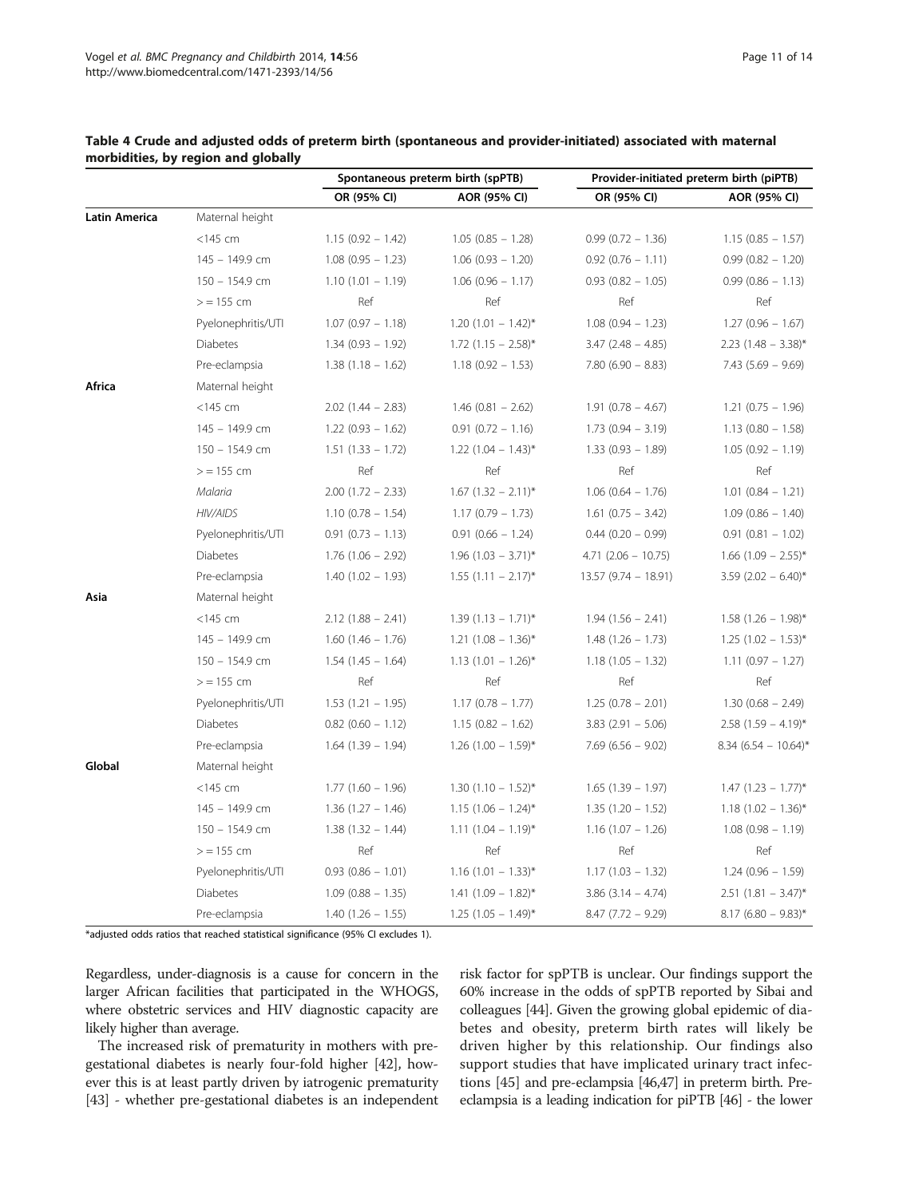**Table 4 Crude and adjusted odds of preterm birth (spontaneous and provider-initiated) associated with maternal morbidities, by region and globally**

| | | Spontaneous preterm birth (spPTB) | | Provider-initiated preterm birth (piPTB) | |
|---|---|---|---|---|---|
| | | OR (95% CI) | AOR (95% CI) | OR (95% CI) | AOR (95% CI) |
| **Latin America** | Maternal height | | | | |
| | <145 cm | 1.15 (0.92 – 1.42) | 1.05 (0.85 – 1.28) | 0.99 (0.72 – 1.36) | 1.15 (0.85 – 1.57) |
| | 145 – 149.9 cm | 1.08 (0.95 – 1.23) | 1.06 (0.93 – 1.20) | 0.92 (0.76 – 1.11) | 0.99 (0.82 – 1.20) |
| | 150 – 154.9 cm | 1.10 (1.01 – 1.19) | 1.06 (0.96 – 1.17) | 0.93 (0.82 – 1.05) | 0.99 (0.86 – 1.13) |
| | >= 155 cm | Ref | Ref | Ref | Ref |
| | Pyelonephritis/UTI | 1.07 (0.97 – 1.18) | 1.20 (1.01 – 1.42)* | 1.08 (0.94 – 1.23) | 1.27 (0.96 – 1.67) |
| | Diabetes | 1.34 (0.93 – 1.92) | 1.72 (1.15 – 2.58)* | 3.47 (2.48 – 4.85) | 2.23 (1.48 – 3.38)* |
| | Pre-eclampsia | 1.38 (1.18 – 1.62) | 1.18 (0.92 – 1.53) | 7.80 (6.90 – 8.83) | 7.43 (5.69 – 9.69) |
| **Africa** | Maternal height | | | | |
| | <145 cm | 2.02 (1.44 – 2.83) | 1.46 (0.81 – 2.62) | 1.91 (0.78 – 4.67) | 1.21 (0.75 – 1.96) |
| | 145 – 149.9 cm | 1.22 (0.93 – 1.62) | 0.91 (0.72 – 1.16) | 1.73 (0.94 – 3.19) | 1.13 (0.80 – 1.58) |
| | 150 – 154.9 cm | 1.51 (1.33 – 1.72) | 1.22 (1.04 – 1.43)* | 1.33 (0.93 – 1.89) | 1.05 (0.92 – 1.19) |
| | >= 155 cm | Ref | Ref | Ref | Ref |
| | *Malaria* | 2.00 (1.72 – 2.33) | 1.67 (1.32 – 2.11)* | 1.06 (0.64 – 1.76) | 1.01 (0.84 – 1.21) |
| | *HIV/AIDS* | 1.10 (0.78 – 1.54) | 1.17 (0.79 – 1.73) | 1.61 (0.75 – 3.42) | 1.09 (0.86 – 1.40) |
| | Pyelonephritis/UTI | 0.91 (0.73 – 1.13) | 0.91 (0.66 – 1.24) | 0.44 (0.20 – 0.99) | 0.91 (0.81 – 1.02) |
| | Diabetes | 1.76 (1.06 – 2.92) | 1.96 (1.03 – 3.71)* | 4.71 (2.06 – 10.75) | 1.66 (1.09 – 2.55)* |
| | Pre-eclampsia | 1.40 (1.02 – 1.93) | 1.55 (1.11 – 2.17)* | 13.57 (9.74 – 18.91) | 3.59 (2.02 – 6.40)* |
| **Asia** | Maternal height | | | | |
| | <145 cm | 2.12 (1.88 – 2.41) | 1.39 (1.13 – 1.71)* | 1.94 (1.56 – 2.41) | 1.58 (1.26 – 1.98)* |
| | 145 – 149.9 cm | 1.60 (1.46 – 1.76) | 1.21 (1.08 – 1.36)* | 1.48 (1.26 – 1.73) | 1.25 (1.02 – 1.53)* |
| | 150 – 154.9 cm | 1.54 (1.45 – 1.64) | 1.13 (1.01 – 1.26)* | 1.18 (1.05 – 1.32) | 1.11 (0.97 – 1.27) |
| | >= 155 cm | Ref | Ref | Ref | Ref |
| | Pyelonephritis/UTI | 1.53 (1.21 – 1.95) | 1.17 (0.78 – 1.77) | 1.25 (0.78 – 2.01) | 1.30 (0.68 – 2.49) |
| | Diabetes | 0.82 (0.60 – 1.12) | 1.15 (0.82 – 1.62) | 3.83 (2.91 – 5.06) | 2.58 (1.59 – 4.19)* |
| | Pre-eclampsia | 1.64 (1.39 – 1.94) | 1.26 (1.00 – 1.59)* | 7.69 (6.56 – 9.02) | 8.34 (6.54 – 10.64)* |
| **Global** | Maternal height | | | | |
| | <145 cm | 1.77 (1.60 – 1.96) | 1.30 (1.10 – 1.52)* | 1.65 (1.39 – 1.97) | 1.47 (1.23 – 1.77)* |
| | 145 – 149.9 cm | 1.36 (1.27 – 1.46) | 1.15 (1.06 – 1.24)* | 1.35 (1.20 – 1.52) | 1.18 (1.02 – 1.36)* |
| | 150 – 154.9 cm | 1.38 (1.32 – 1.44) | 1.11 (1.04 – 1.19)* | 1.16 (1.07 – 1.26) | 1.08 (0.98 – 1.19) |
| | >= 155 cm | Ref | Ref | Ref | Ref |
| | Pyelonephritis/UTI | 0.93 (0.86 – 1.01) | 1.16 (1.01 – 1.33)* | 1.17 (1.03 – 1.32) | 1.24 (0.96 – 1.59) |
| | Diabetes | 1.09 (0.88 – 1.35) | 1.41 (1.09 – 1.82)* | 3.86 (3.14 – 4.74) | 2.51 (1.81 – 3.47)* |
| | Pre-eclampsia | 1.40 (1.26 – 1.55) | 1.25 (1.05 – 1.49)* | 8.47 (7.72 – 9.29) | 8.17 (6.80 – 9.83)* |

*adjusted odds ratios that reached statistical significance (95% CI excludes 1).

Regardless, under-diagnosis is a cause for concern in the larger African facilities that participated in the WHOGS, where obstetric services and HIV diagnostic capacity are likely higher than average.

The increased risk of prematurity in mothers with pre-gestational diabetes is nearly four-fold higher [42], however this is at least partly driven by iatrogenic prematurity [43] - whether pre-gestational diabetes is an independent risk factor for spPTB is unclear. Our findings support the 60% increase in the odds of spPTB reported by Sibai and colleagues [44]. Given the growing global epidemic of diabetes and obesity, preterm birth rates will likely be driven higher by this relationship. Our findings also support studies that have implicated urinary tract infections [45] and pre-eclampsia [46,47] in preterm birth. Pre-eclampsia is a leading indication for piPTB [46] - the lower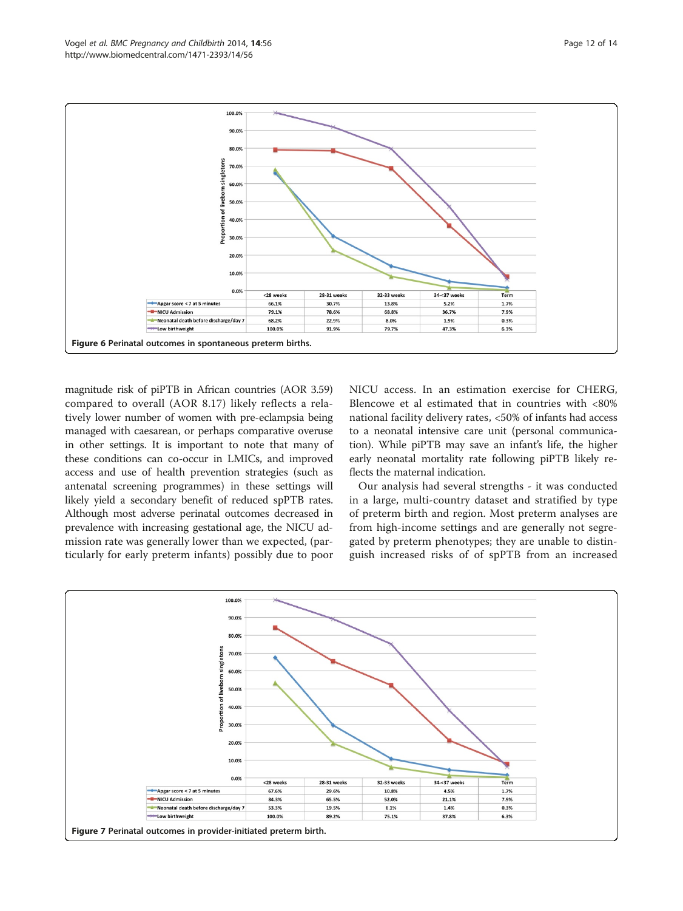| | <28 weeks | 28-31 weeks | 32-33 weeks | 34-<37 weeks | Term |
|---|---|---|---|---|---|
| Apgar score < 7 at 5 minutes | 66.1% | 30.7% | 13.8% | 5.2% | 1.7% |
| NICU Admission | 79.1% | 78.6% | 68.8% | 36.7% | 7.9% |
| Neonatal death before discharge/day 7 | 68.2% | 22.9% | 8.0% | 1.9% | 0.3% |
| Low birthweight | 100.0% | 91.9% | 79.7% | 47.3% | 6.3% |

**Figure 6 Perinatal outcomes in spontaneous preterm births.**

magnitude risk of piPTB in African countries (AOR 3.59) compared to overall (AOR 8.17) likely reflects a relatively lower number of women with pre-eclampsia being managed with caesarean, or perhaps comparative overuse in other settings. It is important to note that many of these conditions can co-occur in LMICs, and improved access and use of health prevention strategies (such as antenatal screening programmes) in these settings will likely yield a secondary benefit of reduced spPTB rates. Although most adverse perinatal outcomes decreased in prevalence with increasing gestational age, the NICU admission rate was generally lower than we expected, (particularly for early preterm infants) possibly due to poor NICU access. In an estimation exercise for CHERG, Blencowe et al estimated that in countries with <80% national facility delivery rates, <50% of infants had access to a neonatal intensive care unit (personal communication). While piPTB may save an infant's life, the higher early neonatal mortality rate following piPTB likely reflects the maternal indication.

Our analysis had several strengths - it was conducted in a large, multi-country dataset and stratified by type of preterm birth and region. Most preterm analyses are from high-income settings and are generally not segregated by preterm phenotypes; they are unable to distinguish increased risks of of spPTB from an increased

| | <28 weeks | 28-31 weeks | 32-33 weeks | 34-<37 weeks | Term |
|---|---|---|---|---|---|
| Apgar score < 7 at 5 minutes | 67.6% | 29.6% | 10.8% | 4.5% | 1.7% |
| NICU Admission | 84.3% | 65.5% | 52.0% | 21.1% | 7.9% |
| Neonatal death before discharge/day 7 | 53.3% | 19.5% | 6.1% | 1.4% | 0.3% |
| Low birthweight | 100.0% | 89.2% | 75.1% | 37.8% | 6.3% |

**Figure 7 Perinatal outcomes in provider-initiated preterm birth.**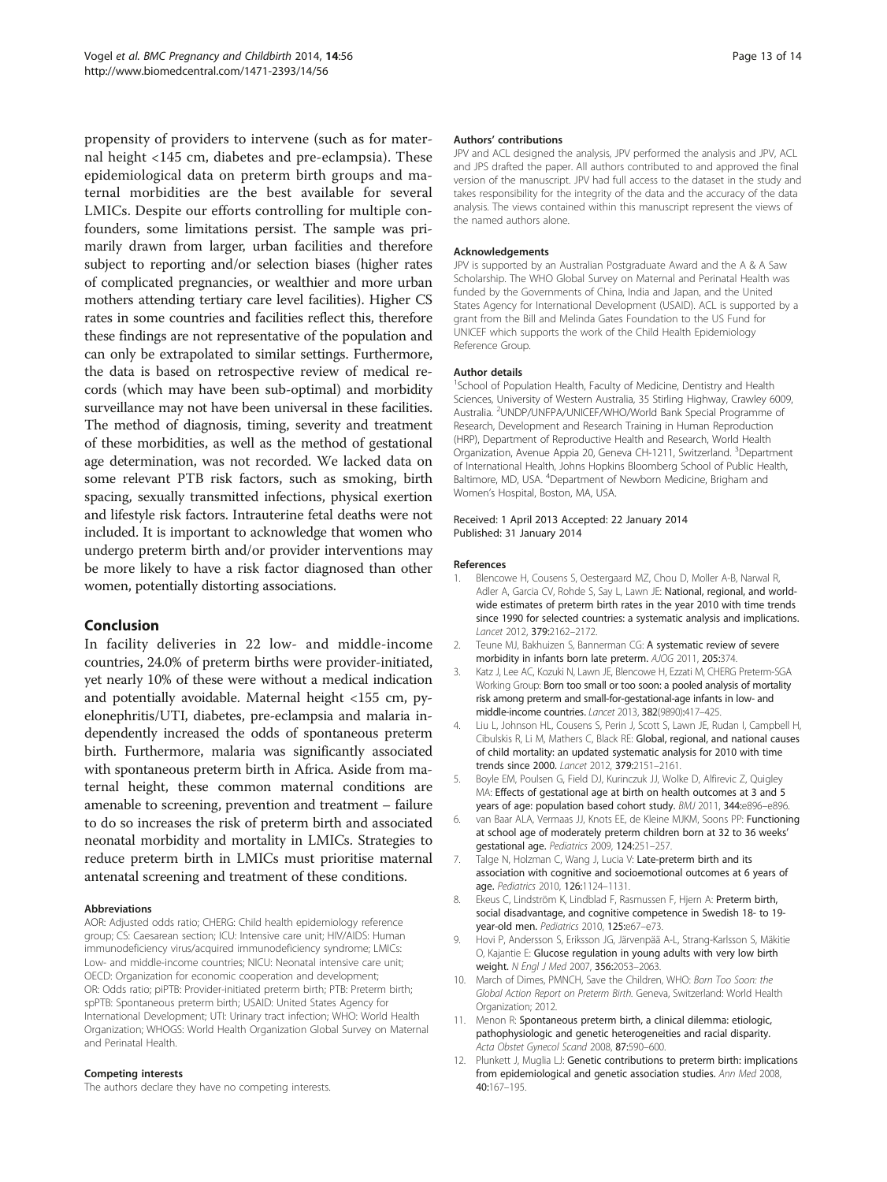propensity of providers to intervene (such as for maternal height <145 cm, diabetes and pre-eclampsia). These epidemiological data on preterm birth groups and maternal morbidities are the best available for several LMICs. Despite our efforts controlling for multiple confounders, some limitations persist. The sample was primarily drawn from larger, urban facilities and therefore subject to reporting and/or selection biases (higher rates of complicated pregnancies, or wealthier and more urban mothers attending tertiary care level facilities). Higher CS rates in some countries and facilities reflect this, therefore these findings are not representative of the population and can only be extrapolated to similar settings. Furthermore, the data is based on retrospective review of medical records (which may have been sub-optimal) and morbidity surveillance may not have been universal in these facilities. The method of diagnosis, timing, severity and treatment of these morbidities, as well as the method of gestational age determination, was not recorded. We lacked data on some relevant PTB risk factors, such as smoking, birth spacing, sexually transmitted infections, physical exertion and lifestyle risk factors. Intrauterine fetal deaths were not included. It is important to acknowledge that women who undergo preterm birth and/or provider interventions may be more likely to have a risk factor diagnosed than other women, potentially distorting associations.

## Conclusion

In facility deliveries in 22 low- and middle-income countries, 24.0% of preterm births were provider-initiated, yet nearly 10% of these were without a medical indication and potentially avoidable. Maternal height <155 cm, pyelonephritis/UTI, diabetes, pre-eclampsia and malaria independently increased the odds of spontaneous preterm birth. Furthermore, malaria was significantly associated with spontaneous preterm birth in Africa. Aside from maternal height, these common maternal conditions are amenable to screening, prevention and treatment – failure to do so increases the risk of preterm birth and associated neonatal morbidity and mortality in LMICs. Strategies to reduce preterm birth in LMICs must prioritise maternal antenatal screening and treatment of these conditions.

#### Abbreviations

AOR: Adjusted odds ratio; CHERG: Child health epidemiology reference group; CS: Caesarean section; ICU: Intensive care unit; HIV/AIDS: Human immunodeficiency virus/acquired immunodeficiency syndrome; LMICs: Low- and middle-income countries; NICU: Neonatal intensive care unit; OECD: Organization for economic cooperation and development; OR: Odds ratio; piPTB: Provider-initiated preterm birth; PTB: Preterm birth; spPTB: Spontaneous preterm birth; USAID: United States Agency for International Development; UTI: Urinary tract infection; WHO: World Health Organization; WHOGS: World Health Organization Global Survey on Maternal and Perinatal Health.

#### Competing interests

The authors declare they have no competing interests.

#### Authors' contributions

JPV and ACL designed the analysis, JPV performed the analysis and JPV, ACL and JPS drafted the paper. All authors contributed to and approved the final version of the manuscript. JPV had full access to the dataset in the study and takes responsibility for the integrity of the data and the accuracy of the data analysis. The views contained within this manuscript represent the views of the named authors alone.

#### Acknowledgements

JPV is supported by an Australian Postgraduate Award and the A & A Saw Scholarship. The WHO Global Survey on Maternal and Perinatal Health was funded by the Governments of China, India and Japan, and the United States Agency for International Development (USAID). ACL is supported by a grant from the Bill and Melinda Gates Foundation to the US Fund for UNICEF which supports the work of the Child Health Epidemiology Reference Group.

#### Author details

[1]School of Population Health, Faculty of Medicine, Dentistry and Health Sciences, University of Western Australia, 35 Stirling Highway, Crawley 6009, Australia. [2]UNDP/UNFPA/UNICEF/WHO/World Bank Special Programme of Research, Development and Research Training in Human Reproduction (HRP), Department of Reproductive Health and Research, World Health Organization, Avenue Appia 20, Geneva CH-1211, Switzerland. [3]Department of International Health, Johns Hopkins Bloomberg School of Public Health, Baltimore, MD, USA. [4]Department of Newborn Medicine, Brigham and Women's Hospital, Boston, MA, USA.

Received: 1 April 2013 Accepted: 22 January 2014
Published: 31 January 2014

#### References

1. Blencowe H, Cousens S, Oestergaard MZ, Chou D, Moller A-B, Narwal R, Adler A, Garcia CV, Rohde S, Say L, Lawn JE: **National, regional, and worldwide estimates of preterm birth rates in the year 2010 with time trends since 1990 for selected countries: a systematic analysis and implications.** *Lancet* 2012, **379:**2162–2172.
2. Teune MJ, Bakhuizen S, Bannerman CG: **A systematic review of severe morbidity in infants born late preterm.** *AJOG* 2011, **205:**374.
3. Katz J, Lee AC, Kozuki N, Lawn JE, Blencowe H, Ezzati M, CHERG Preterm-SGA Working Group: **Born too small or too soon: a pooled analysis of mortality risk among preterm and small-for-gestational-age infants in low- and middle-income countries.** *Lancet* 2013, **382**(9890)**:**417–425.
4. Liu L, Johnson HL, Cousens S, Perin J, Scott S, Lawn JE, Rudan I, Campbell H, Cibulskis R, Li M, Mathers C, Black RE: **Global, regional, and national causes of child mortality: an updated systematic analysis for 2010 with time trends since 2000.** *Lancet* 2012, **379:**2151–2161.
5. Boyle EM, Poulsen G, Field DJ, Kurinczuk JJ, Wolke D, Alfirevic Z, Quigley MA: **Effects of gestational age at birth on health outcomes at 3 and 5 years of age: population based cohort study.** *BMJ* 2011, **344:**e896–e896.
6. van Baar ALA, Vermaas JJ, Knots EE, de Kleine MJKM, Soons PP: **Functioning at school age of moderately preterm children born at 32 to 36 weeks' gestational age.** *Pediatrics* 2009, **124:**251–257.
7. Talge N, Holzman C, Wang J, Lucia V: **Late-preterm birth and its association with cognitive and socioemotional outcomes at 6 years of age.** *Pediatrics* 2010, **126:**1124–1131.
8. Ekeus C, Lindström K, Lindblad F, Rasmussen F, Hjern A: **Preterm birth, social disadvantage, and cognitive competence in Swedish 18- to 19-year-old men.** *Pediatrics* 2010, **125:**e67–e73.
9. Hovi P, Andersson S, Eriksson JG, Järvenpää A-L, Strang-Karlsson S, Mäkitie O, Kajantie E: **Glucose regulation in young adults with very low birth weight.** *N Engl J Med* 2007, **356:**2053–2063.
10. March of Dimes, PMNCH, Save the Children, WHO: *Born Too Soon: the Global Action Report on Preterm Birth*. Geneva, Switzerland: World Health Organization; 2012.
11. Menon R: **Spontaneous preterm birth, a clinical dilemma: etiologic, pathophysiologic and genetic heterogeneities and racial disparity.** *Acta Obstet Gynecol Scand* 2008, **87:**590–600.
12. Plunkett J, Muglia LJ: **Genetic contributions to preterm birth: implications from epidemiological and genetic association studies.** *Ann Med* 2008, **40:**167–195.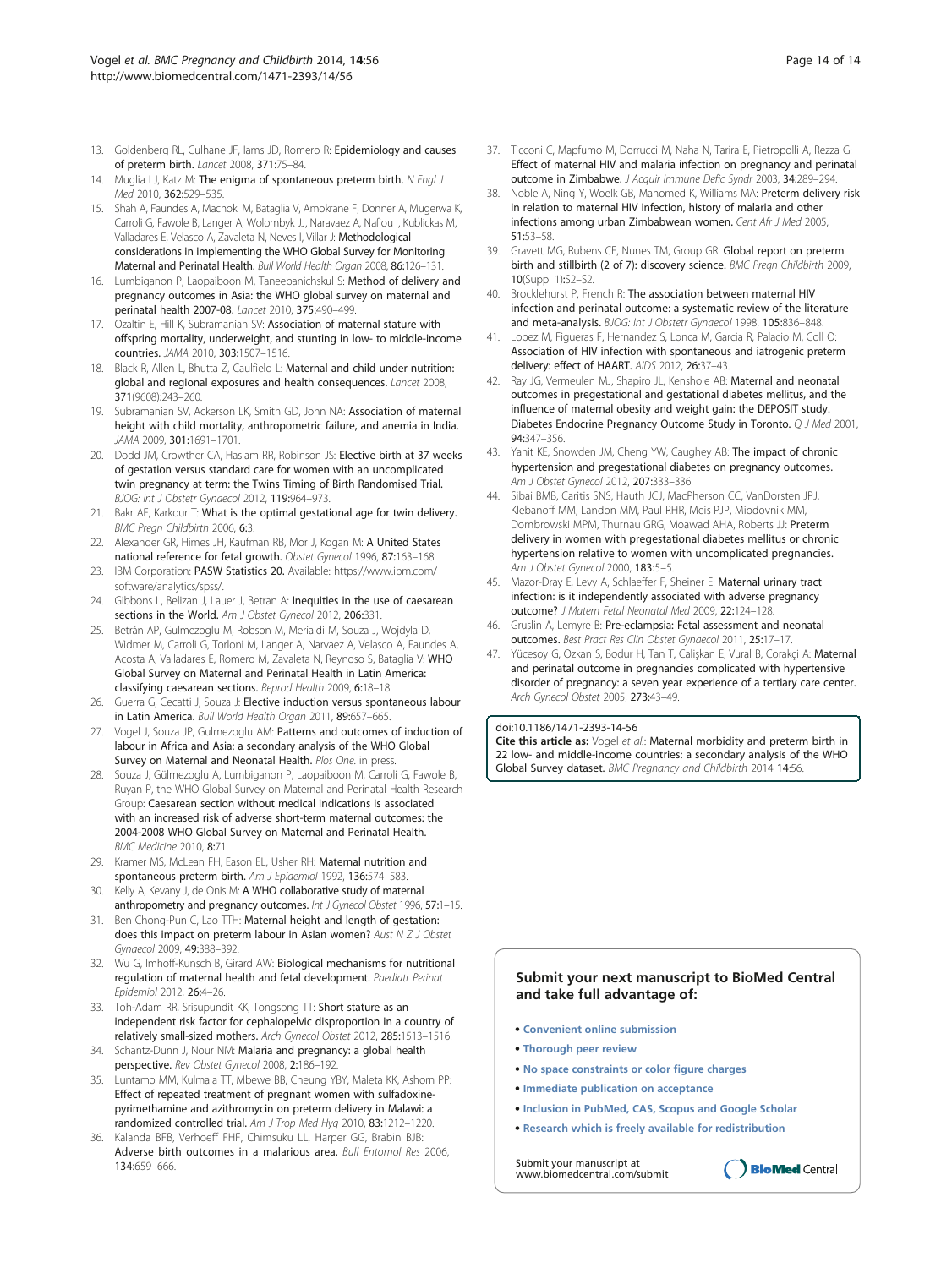13. Goldenberg RL, Culhane JF, Iams JD, Romero R: **Epidemiology and causes of preterm birth.** *Lancet* 2008, **371:**75–84.
14. Muglia LJ, Katz M: **The enigma of spontaneous preterm birth.** *N Engl J Med* 2010, **362:**529–535.
15. Shah A, Faundes A, Machoki M, Bataglia V, Amokrane F, Donner A, Mugerwa K, Carroli G, Fawole B, Langer A, Wolomby JJ, Naravaez A, Nafiou I, Kublickas M, Valladares E, Velasco A, Zavaleta N, Neves I, Villar J: **Methodological considerations in implementing the WHO Global Survey for Monitoring Maternal and Perinatal Health.** *Bull World Health Organ* 2008, **86:**126–131.
16. Lumbiganon P, Laopaiboon M, Taneepanichskul S: **Method of delivery and pregnancy outcomes in Asia: the WHO global survey on maternal and perinatal health 2007-08.** *Lancet* 2010, **375:**490–499.
17. Ozaltin E, Hill K, Subramanian SV: **Association of maternal stature with offspring mortality, underweight, and stunting in low- to middle-income countries.** *JAMA* 2010, **303:**1507–1516.
18. Black R, Allen L, Bhutta Z, Caulfield L: **Maternal and child under nutrition: global and regional exposures and health consequences.** *Lancet* 2008, **371**(9608)**:**243–260.
19. Subramanian SV, Ackerson LK, Smith GD, John NA: **Association of maternal height with child mortality, anthropometric failure, and anemia in India.** *JAMA* 2009, **301:**1691–1701.
20. Dodd JM, Crowther CA, Haslam RR, Robinson JS: **Elective birth at 37 weeks of gestation versus standard care for women with an uncomplicated twin pregnancy at term: the Twins Timing of Birth Randomised Trial.** *BJOG: Int J Obstetr Gynaecol* 2012, **119:**964–973.
21. Bakr AF, Karkour T: **What is the optimal gestational age for twin delivery.** *BMC Pregn Childbirth* 2006, **6:**3.
22. Alexander GR, Himes JH, Kaufman RB, Mor J, Kogan M: **A United States national reference for fetal growth.** *Obstet Gynecol* 1996, **87:**163–168.
23. IBM Corporation: **PASW Statistics 20.** Available: https://www.ibm.com/software/analytics/spss/.
24. Gibbons L, Belizan J, Lauer J, Betran A: **Inequities in the use of caesarean sections in the World.** *Am J Obstet Gynecol* 2012, **206:**331.
25. Betrán AP, Gulmezoglu M, Robson M, Merialdi M, Souza J, Wojdyla D, Widmer M, Carroli G, Torloni M, Langer A, Narvaez A, Velasco A, Faundes A, Acosta A, Valladares E, Romero M, Zavaleta N, Reynoso S, Bataglia V: **WHO Global Survey on Maternal and Perinatal Health in Latin America: classifying caesarean sections.** *Reprod Health* 2009, **6:**18–18.
26. Guerra G, Cecatti J, Souza J: **Elective induction versus spontaneous labour in Latin America.** *Bull World Health Organ* 2011, **89:**657–665.
27. Vogel J, Souza JP, Gulmezoglu AM: **Patterns and outcomes of induction of labour in Africa and Asia: a secondary analysis of the WHO Global Survey on Maternal and Neonatal Health.** *Plos One*. in press.
28. Souza J, Gülmezoglu A, Lumbiganon P, Laopaiboon M, Carroli G, Fawole B, Ruyan P, the WHO Global Survey on Maternal and Perinatal Health Research Group: **Caesarean section without medical indications is associated with an increased risk of adverse short-term maternal outcomes: the 2004-2008 WHO Global Survey on Maternal and Perinatal Health.** *BMC Medicine* 2010, **8:**71.
29. Kramer MS, McLean FH, Eason EL, Usher RH: **Maternal nutrition and spontaneous preterm birth.** *Am J Epidemiol* 1992, **136:**574–583.
30. Kelly A, Kevany J, de Onis M: **A WHO collaborative study of maternal anthropometry and pregnancy outcomes.** *Int J Gynecol Obstet* 1996, **57:**1–15.
31. Ben Chong-Pun C, Lao TTH: **Maternal height and length of gestation: does this impact on preterm labour in Asian women?** *Aust N Z J Obstet Gynaecol* 2009, **49:**388–392.
32. Wu G, Imhoff-Kunsch B, Girard AW: **Biological mechanisms for nutritional regulation of maternal health and fetal development.** *Paediatr Perinat Epidemiol* 2012, **26:**4–26.
33. Toh-Adam RR, Srisupundit KK, Tongsong TT: **Short stature as an independent risk factor for cephalopelvic disproportion in a country of relatively small-sized mothers.** *Arch Gynecol Obstet* 2012, **285:**1513–1516.
34. Schantz-Dunn J, Nour NM: **Malaria and pregnancy: a global health perspective.** *Rev Obstet Gynecol* 2008, **2:**186–192.
35. Luntamo MM, Kulmala TT, Mbewe BB, Cheung YBY, Maleta KK, Ashorn PP: **Effect of repeated treatment of pregnant women with sulfadoxine-pyrimethamine and azithromycin on preterm delivery in Malawi: a randomized controlled trial.** *Am J Trop Med Hyg* 2010, **83:**1212–1220.
36. Kalanda BFB, Verhoeff FHF, Chimsuku LL, Harper GG, Brabin BJB: **Adverse birth outcomes in a malarious area.** *Bull Entomol Res* 2006, **134:**659–666.
37. Ticconi C, Mapfumo M, Dorrucci M, Naha N, Tarira E, Pietropolli A, Rezza G: **Effect of maternal HIV and malaria infection on pregnancy and perinatal outcome in Zimbabwe.** *J Acquir Immune Defic Syndr* 2003, **34:**289–294.
38. Noble A, Ning Y, Woelk GB, Mahomed K, Williams MA: **Preterm delivery risk in relation to maternal HIV infection, history of malaria and other infections among urban Zimbabwean women.** *Cent Afr J Med* 2005, **51:**53–58.
39. Gravett MG, Rubens CE, Nunes TM, Group GR: **Global report on preterm birth and stillbirth (2 of 7): discovery science.** *BMC Pregn Childbirth* 2009, **10**(Suppl 1)**:**S2–S2.
40. Brocklehurst P, French R: **The association between maternal HIV infection and perinatal outcome: a systematic review of the literature and meta-analysis.** *BJOG: Int J Obstetr Gynaecol* 1998, **105:**836–848.
41. Lopez M, Figueras F, Hernandez S, Lonca M, Garcia R, Palacio M, Coll O: **Association of HIV infection with spontaneous and iatrogenic preterm delivery: effect of HAART.** *AIDS* 2012, **26:**37–43.
42. Ray JG, Vermeulen MJ, Shapiro JL, Kenshole AB: **Maternal and neonatal outcomes in pregestational and gestational diabetes mellitus, and the influence of maternal obesity and weight gain: the DEPOSIT study. Diabetes Endocrine Pregnancy Outcome Study in Toronto.** *Q J Med* 2001, **94:**347–356.
43. Yanit KE, Snowden JM, Cheng YW, Caughey AB: **The impact of chronic hypertension and pregestational diabetes on pregnancy outcomes.** *Am J Obstet Gynecol* 2012, **207:**333–336.
44. Sibai BMB, Caritis SNS, Hauth JCJ, MacPherson CC, VanDorsten JPJ, Klebanoff MM, Landon MM, Paul RHR, Meis PJP, Miodovnik MM, Dombrowski MPM, Thurnau GRG, Moawad AHA, Roberts JJ: **Preterm delivery in women with pregestational diabetes mellitus or chronic hypertension relative to women with uncomplicated pregnancies.** *Am J Obstet Gynecol* 2000, **183:**5–5.
45. Mazor-Dray E, Levy A, Schlaeffer F, Sheiner E: **Maternal urinary tract infection: is it independently associated with adverse pregnancy outcome?** *J Matern Fetal Neonatal Med* 2009, **22:**124–128.
46. Gruslin A, Lemyre B: **Pre-eclampsia: Fetal assessment and neonatal outcomes.** *Best Pract Res Clin Obstet Gynaecol* 2011, **25:**17–17.
47. Yücesoy G, Ozkan S, Bodur H, Tan T, Calişkan E, Vural B, Corakçi A: **Maternal and perinatal outcome in pregnancies complicated with hypertensive disorder of pregnancy: a seven year experience of a tertiary care center.** *Arch Gynecol Obstet* 2005, **273:**43–49.

doi:10.1186/1471-2393-14-56

**Cite this article as:** Vogel *et al.*: Maternal morbidity and preterm birth in 22 low- and middle-income countries: a secondary analysis of the WHO Global Survey dataset. *BMC Pregnancy and Childbirth* 2014 **14**:56.

**Submit your next manuscript to BioMed Central and take full advantage of:**

- **Convenient online submission**
- **Thorough peer review**
- **No space constraints or color figure charges**
- **Immediate publication on acceptance**
- **Inclusion in PubMed, CAS, Scopus and Google Scholar**
- **Research which is freely available for redistribution**

Submit your manuscript at
www.biomedcentral.com/submit

BioMed Central